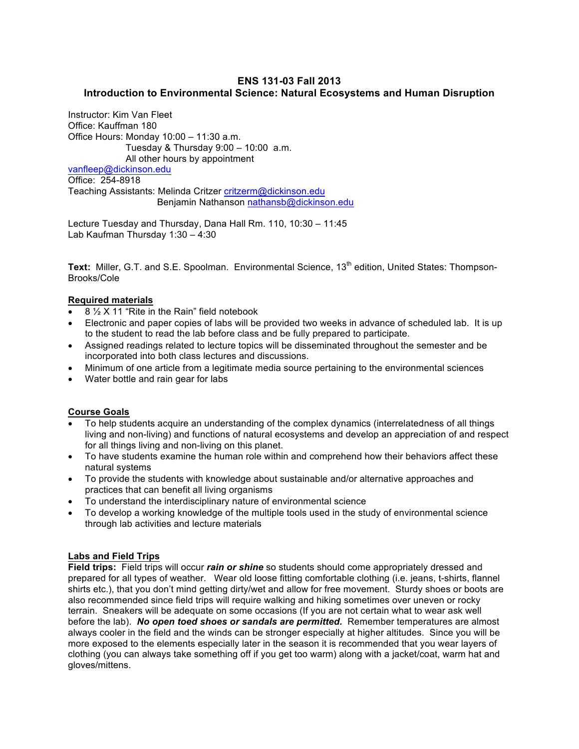# ENS 131-03 Fall 2013
## Introduction to Environmental Science: Natural Ecosystems and Human Disruption

Instructor: Kim Van Fleet
Office: Kauffman 180
Office Hours: Monday 10:00 – 11:30 a.m.
Tuesday & Thursday 9:00 – 10:00 a.m.
All other hours by appointment
vanfleep@dickinson.edu
Office: 254-8918
Teaching Assistants: Melinda Critzer critzerm@dickinson.edu
Benjamin Nathanson nathansb@dickinson.edu

Lecture Tuesday and Thursday, Dana Hall Rm. 110, 10:30 – 11:45
Lab Kaufman Thursday 1:30 – 4:30

**Text:** Miller, G.T. and S.E. Spoolman. Environmental Science, 13th edition, United States: Thompson-Brooks/Cole

### Required materials

- 8 ½ X 11 "Rite in the Rain" field notebook
- Electronic and paper copies of labs will be provided two weeks in advance of scheduled lab. It is up to the student to read the lab before class and be fully prepared to participate.
- Assigned readings related to lecture topics will be disseminated throughout the semester and be incorporated into both class lectures and discussions.
- Minimum of one article from a legitimate media source pertaining to the environmental sciences
- Water bottle and rain gear for labs

### Course Goals

- To help students acquire an understanding of the complex dynamics (interrelatedness of all things living and non-living) and functions of natural ecosystems and develop an appreciation of and respect for all things living and non-living on this planet.
- To have students examine the human role within and comprehend how their behaviors affect these natural systems
- To provide the students with knowledge about sustainable and/or alternative approaches and practices that can benefit all living organisms
- To understand the interdisciplinary nature of environmental science
- To develop a working knowledge of the multiple tools used in the study of environmental science through lab activities and lecture materials

### Labs and Field Trips

**Field trips:** Field trips will occur ***rain or shine*** so students should come appropriately dressed and prepared for all types of weather. Wear old loose fitting comfortable clothing (i.e. jeans, t-shirts, flannel shirts etc.), that you don't mind getting dirty/wet and allow for free movement. Sturdy shoes or boots are also recommended since field trips will require walking and hiking sometimes over uneven or rocky terrain. Sneakers will be adequate on some occasions (If you are not certain what to wear ask well before the lab). ***No open toed shoes or sandals are permitted.*** Remember temperatures are almost always cooler in the field and the winds can be stronger especially at higher altitudes. Since you will be more exposed to the elements especially later in the season it is recommended that you wear layers of clothing (you can always take something off if you get too warm) along with a jacket/coat, warm hat and gloves/mittens.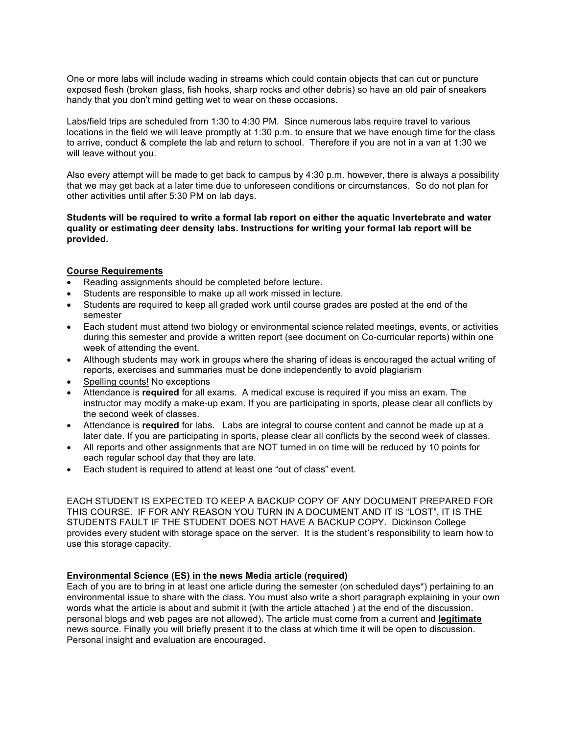One or more labs will include wading in streams which could contain objects that can cut or puncture exposed flesh (broken glass, fish hooks, sharp rocks and other debris) so have an old pair of sneakers handy that you don't mind getting wet to wear on these occasions.

Labs/field trips are scheduled from 1:30 to 4:30 PM. Since numerous labs require travel to various locations in the field we will leave promptly at 1:30 p.m. to ensure that we have enough time for the class to arrive, conduct & complete the lab and return to school. Therefore if you are not in a van at 1:30 we will leave without you.

Also every attempt will be made to get back to campus by 4:30 p.m. however, there is always a possibility that we may get back at a later time due to unforeseen conditions or circumstances. So do not plan for other activities until after 5:30 PM on lab days.

**Students will be required to write a formal lab report on either the aquatic Invertebrate and water quality or estimating deer density labs. Instructions for writing your formal lab report will be provided.**

<u>**Course Requirements**</u>

- Reading assignments should be completed before lecture.
- Students are responsible to make up all work missed in lecture.
- Students are required to keep all graded work until course grades are posted at the end of the semester
- Each student must attend two biology or environmental science related meetings, events, or activities during this semester and provide a written report (see document on Co-curricular reports) within one week of attending the event.
- Although students may work in groups where the sharing of ideas is encouraged the actual writing of reports, exercises and summaries must be done independently to avoid plagiarism
- <u>Spelling counts!</u> No exceptions
- Attendance is **required** for all exams. A medical excuse is required if you miss an exam. The instructor may modify a make-up exam. If you are participating in sports, please clear all conflicts by the second week of classes.
- Attendance is **required** for labs. Labs are integral to course content and cannot be made up at a later date. If you are participating in sports, please clear all conflicts by the second week of classes.
- All reports and other assignments that are NOT turned in on time will be reduced by 10 points for each regular school day that they are late.
- Each student is required to attend at least one "out of class" event.

EACH STUDENT IS EXPECTED TO KEEP A BACKUP COPY OF ANY DOCUMENT PREPARED FOR THIS COURSE. IF FOR ANY REASON YOU TURN IN A DOCUMENT AND IT IS "LOST", IT IS THE STUDENTS FAULT IF THE STUDENT DOES NOT HAVE A BACKUP COPY. Dickinson College provides every student with storage space on the server. It is the student's responsibility to learn how to use this storage capacity.

<u>**Environmental Science (ES) in the news Media article (required)**</u>

Each of you are to bring in at least one article during the semester (on scheduled days*) pertaining to an environmental issue to share with the class. You must also write a short paragraph explaining in your own words what the article is about and submit it (with the article attached ) at the end of the discussion. personal blogs and web pages are not allowed). The article must come from a current and <u>**legitimate**</u> news source. Finally you will briefly present it to the class at which time it will be open to discussion. Personal insight and evaluation are encouraged.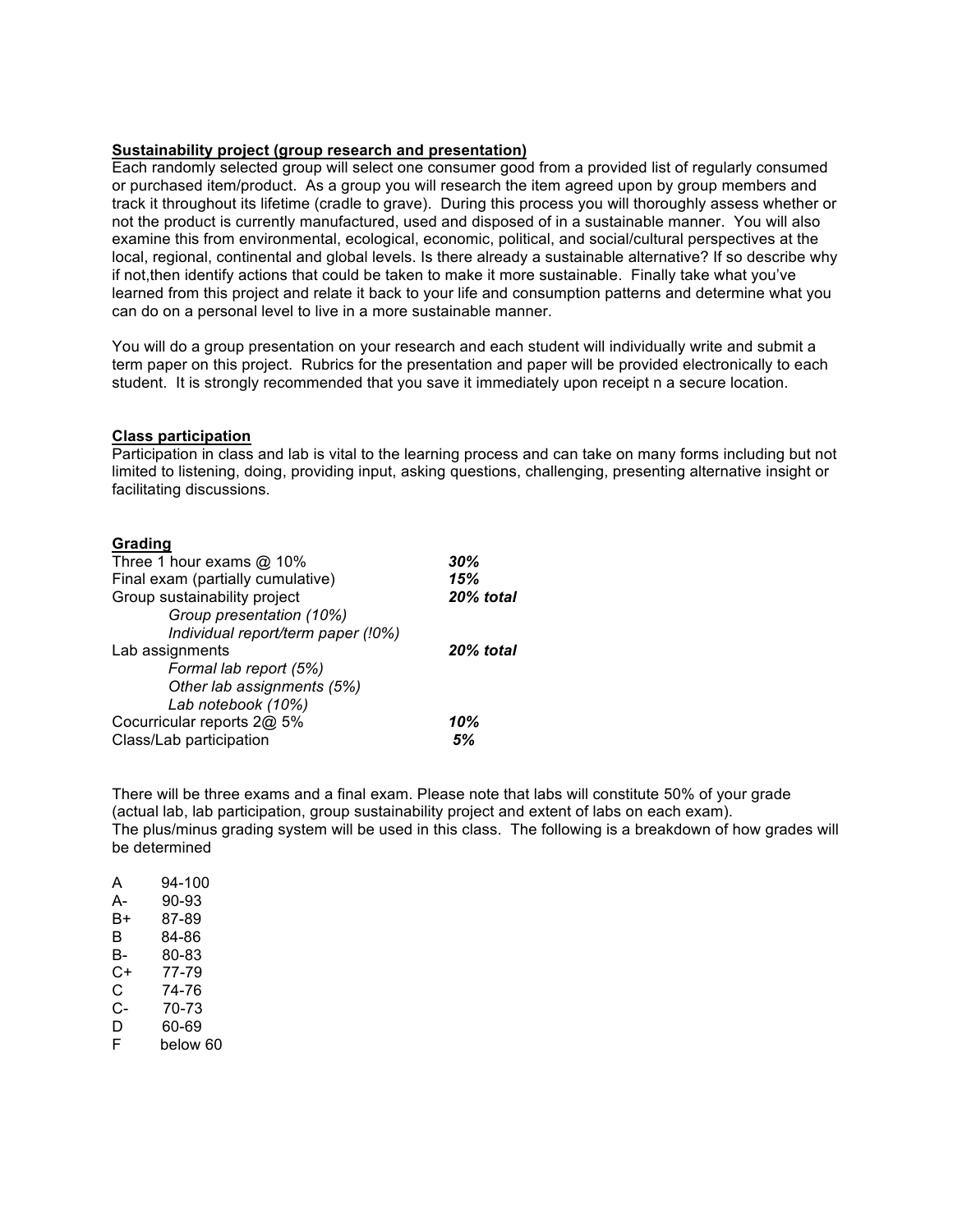**Sustainability project (group research and presentation)**
Each randomly selected group will select one consumer good from a provided list of regularly consumed or purchased item/product. As a group you will research the item agreed upon by group members and track it throughout its lifetime (cradle to grave). During this process you will thoroughly assess whether or not the product is currently manufactured, used and disposed of in a sustainable manner. You will also examine this from environmental, ecological, economic, political, and social/cultural perspectives at the local, regional, continental and global levels. Is there already a sustainable alternative? If so describe why if not,then identify actions that could be taken to make it more sustainable. Finally take what you've learned from this project and relate it back to your life and consumption patterns and determine what you can do on a personal level to live in a more sustainable manner.

You will do a group presentation on your research and each student will individually write and submit a term paper on this project. Rubrics for the presentation and paper will be provided electronically to each student. It is strongly recommended that you save it immediately upon receipt n a secure location.

**Class participation**
Participation in class and lab is vital to the learning process and can take on many forms including but not limited to listening, doing, providing input, asking questions, challenging, presenting alternative insight or facilitating discussions.

**Grading**

| | |
|---|---|
| Three 1 hour exams @ 10% | ***30%*** |
| Final exam (partially cumulative) | ***15%*** |
| Group sustainability project | ***20% total*** |
| *Group presentation (10%)* | |
| *Individual report/term paper (!0%)* | |
| Lab assignments | ***20% total*** |
| *Formal lab report (5%)* | |
| *Other lab assignments (5%)* | |
| *Lab notebook (10%)* | |
| Cocurricular reports 2@ 5% | ***10%*** |
| Class/Lab participation | ***5%*** |

There will be three exams and a final exam. Please note that labs will constitute 50% of your grade (actual lab, lab participation, group sustainability project and extent of labs on each exam).
The plus/minus grading system will be used in this class. The following is a breakdown of how grades will be determined

| | |
|---|---|
| A | 94-100 |
| A- | 90-93 |
| B+ | 87-89 |
| B | 84-86 |
| B- | 80-83 |
| C+ | 77-79 |
| C | 74-76 |
| C- | 70-73 |
| D | 60-69 |
| F | below 60 |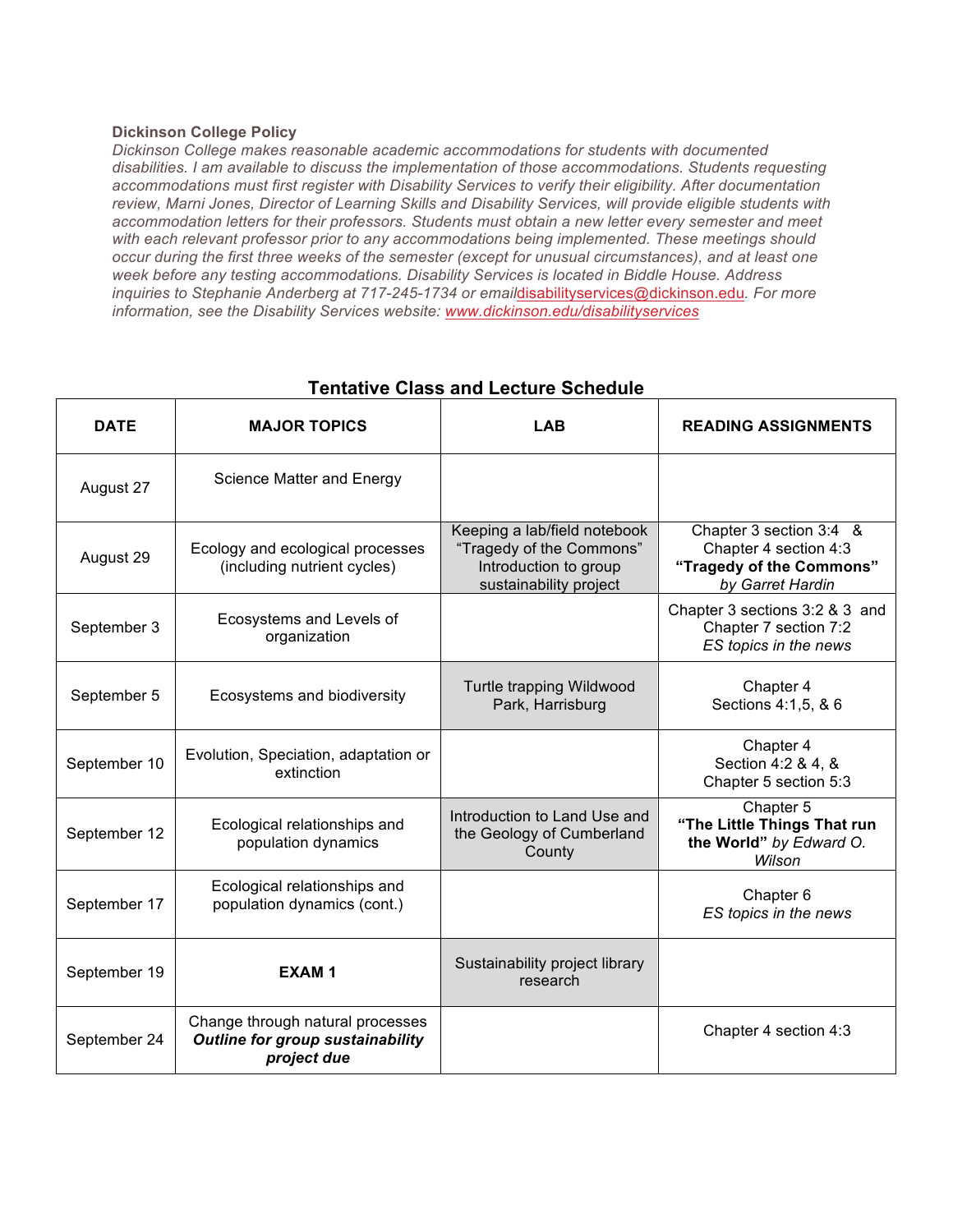**Dickinson College Policy**

*Dickinson College makes reasonable academic accommodations for students with documented disabilities. I am available to discuss the implementation of those accommodations. Students requesting accommodations must first register with Disability Services to verify their eligibility. After documentation review, Marni Jones, Director of Learning Skills and Disability Services, will provide eligible students with accommodation letters for their professors. Students must obtain a new letter every semester and meet with each relevant professor prior to any accommodations being implemented. These meetings should occur during the first three weeks of the semester (except for unusual circumstances), and at least one week before any testing accommodations. Disability Services is located in Biddle House. Address inquiries to Stephanie Anderberg at 717-245-1734 or email*disabilityservices@dickinson.edu*. For more information, see the Disability Services website:* www.dickinson.edu/disabilityservices

## Tentative Class and Lecture Schedule

| DATE | MAJOR TOPICS | LAB | READING ASSIGNMENTS |
|---|---|---|---|
| August 27 | Science Matter and Energy | | |
| August 29 | Ecology and ecological processes (including nutrient cycles) | Keeping a lab/field notebook "Tragedy of the Commons" Introduction to group sustainability project | Chapter 3 section 3:4 & Chapter 4 section 4:3 **"Tragedy of the Commons"** *by Garret Hardin* |
| September 3 | Ecosystems and Levels of organization | | Chapter 3 sections 3:2 & 3 and Chapter 7 section 7:2 *ES topics in the news* |
| September 5 | Ecosystems and biodiversity | Turtle trapping Wildwood Park, Harrisburg | Chapter 4 Sections 4:1,5, & 6 |
| September 10 | Evolution, Speciation, adaptation or extinction | | Chapter 4 Section 4:2 & 4, & Chapter 5 section 5:3 |
| September 12 | Ecological relationships and population dynamics | Introduction to Land Use and the Geology of Cumberland County | Chapter 5 **"The Little Things That run the World"** *by Edward O. Wilson* |
| September 17 | Ecological relationships and population dynamics (cont.) | | Chapter 6 *ES topics in the news* |
| September 19 | **EXAM 1** | Sustainability project library research | |
| September 24 | Change through natural processes ***Outline for group sustainability project due*** | | Chapter 4 section 4:3 |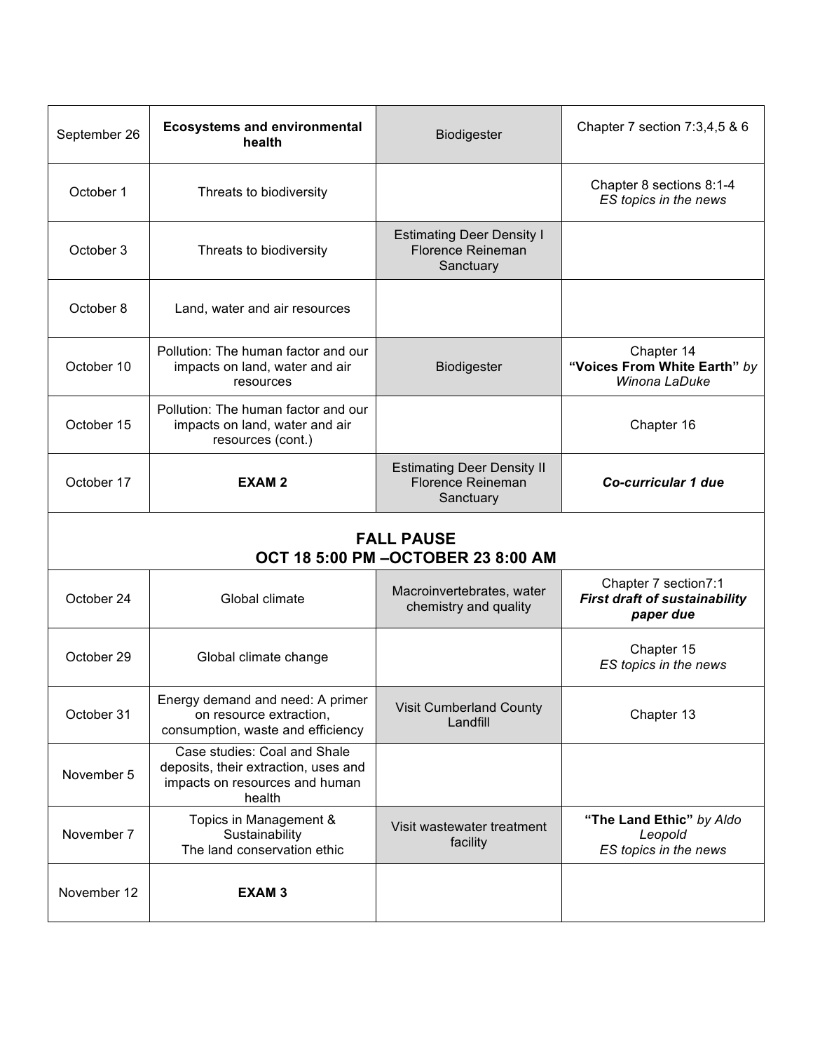| | | | |
|---|---|---|---|
| September 26 | **Ecosystems and environmental health** | Biodigester | Chapter 7 section 7:3,4,5 & 6 |
| October 1 | Threats to biodiversity | | Chapter 8 sections 8:1-4<br>*ES topics in the news* |
| October 3 | Threats to biodiversity | Estimating Deer Density I Florence Reineman Sanctuary | |
| October 8 | Land, water and air resources | | |
| October 10 | Pollution: The human factor and our impacts on land, water and air resources | Biodigester | Chapter 14<br>**"Voices From White Earth"** *by Winona LaDuke* |
| October 15 | Pollution: The human factor and our impacts on land, water and air resources (cont.) | | Chapter 16 |
| October 17 | **EXAM 2** | Estimating Deer Density II Florence Reineman Sanctuary | ***Co-curricular 1 due*** |
| **FALL PAUSE<br>OCT 18 5:00 PM –OCTOBER 23 8:00 AM** | | | |
| October 24 | Global climate | Macroinvertebrates, water chemistry and quality | Chapter 7 section7:1<br>***First draft of sustainability paper due*** |
| October 29 | Global climate change | | Chapter 15<br>*ES topics in the news* |
| October 31 | Energy demand and need: A primer on resource extraction, consumption, waste and efficiency | Visit Cumberland County Landfill | Chapter 13 |
| November 5 | Case studies: Coal and Shale deposits, their extraction, uses and impacts on resources and human health | | |
| November 7 | Topics in Management & Sustainability<br>The land conservation ethic | Visit wastewater treatment facility | **"The Land Ethic"** *by Aldo Leopold*<br>*ES topics in the news* |
| November 12 | **EXAM 3** | | |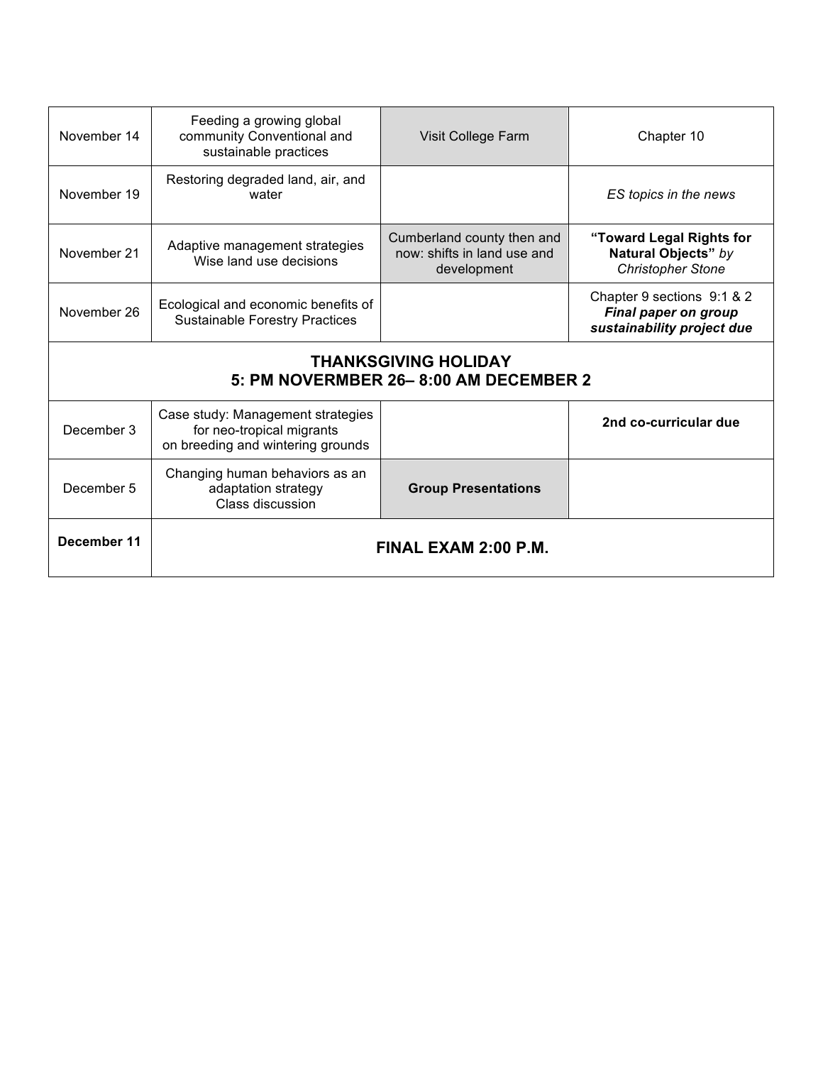| | | | |
|---|---|---|---|
| November 14 | Feeding a growing global community Conventional and sustainable practices | Visit College Farm | Chapter 10 |
| November 19 | Restoring degraded land, air, and water | | *ES topics in the news* |
| November 21 | Adaptive management strategies Wise land use decisions | Cumberland county then and now: shifts in land use and development | **"Toward Legal Rights for Natural Objects"** *by Christopher Stone* |
| November 26 | Ecological and economic benefits of Sustainable Forestry Practices | | Chapter 9 sections 9:1 & 2 ***Final paper on group sustainability project due*** |
| **THANKSGIVING HOLIDAY 5: PM NOVERMBER 26– 8:00 AM DECEMBER 2** | | | |
| December 3 | Case study: Management strategies for neo-tropical migrants on breeding and wintering grounds | | **2nd co-curricular due** |
| December 5 | Changing human behaviors as an adaptation strategy Class discussion | **Group Presentations** | |
| **December 11** | **FINAL EXAM 2:00 P.M.** | | |